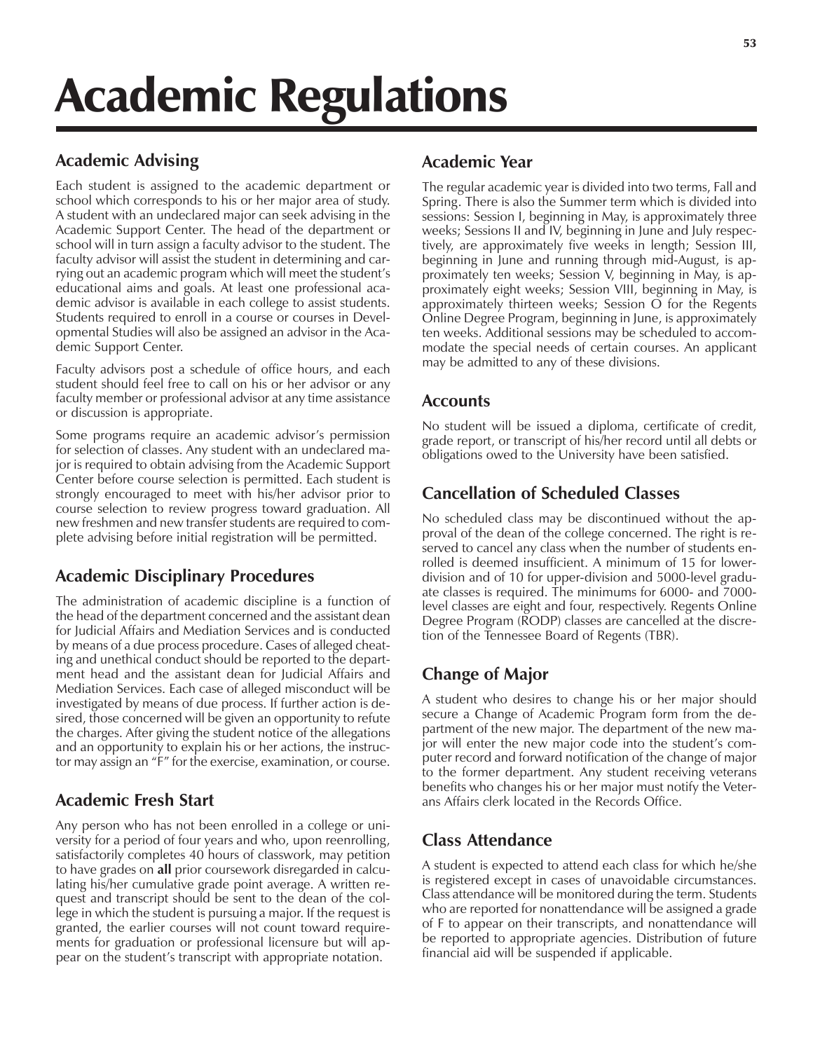# Academic Regulations

## Academic Advising

Each student is assigned to the academic department or school which corresponds to his or her major area of study. A student with an undeclared major can seek advising in the Academic Support Center. The head of the department or school will in turn assign a faculty advisor to the student. The faculty advisor will assist the student in determining and carrying out an academic program which will meet the student's educational aims and goals. At least one professional academic advisor is available in each college to assist students. Students required to enroll in a course or courses in Developmental Studies will also be assigned an advisor in the Academic Support Center.

Faculty advisors post a schedule of office hours, and each student should feel free to call on his or her advisor or any faculty member or professional advisor at any time assistance or discussion is appropriate.

Some programs require an academic advisor's permission for selection of classes. Any student with an undeclared major is required to obtain advising from the Academic Support Center before course selection is permitted. Each student is strongly encouraged to meet with his/her advisor prior to course selection to review progress toward graduation. All new freshmen and new transfer students are required to complete advising before initial registration will be permitted.

## Academic Disciplinary Procedures

The administration of academic discipline is a function of the head of the department concerned and the assistant dean for Judicial Affairs and Mediation Services and is conducted by means of a due process procedure. Cases of alleged cheating and unethical conduct should be reported to the department head and the assistant dean for Judicial Affairs and Mediation Services. Each case of alleged misconduct will be investigated by means of due process. If further action is desired, those concerned will be given an opportunity to refute the charges. After giving the student notice of the allegations and an opportunity to explain his or her actions, the instructor may assign an "F" for the exercise, examination, or course.

## Academic Fresh Start

Any person who has not been enrolled in a college or university for a period of four years and who, upon reenrolling, satisfactorily completes 40 hours of classwork, may petition to have grades on **all** prior coursework disregarded in calculating his/her cumulative grade point average. A written request and transcript should be sent to the dean of the college in which the student is pursuing a major. If the request is granted, the earlier courses will not count toward requirements for graduation or professional licensure but will appear on the student's transcript with appropriate notation.

## Academic Year

The regular academic year is divided into two terms, Fall and Spring. There is also the Summer term which is divided into sessions: Session I, beginning in May, is approximately three weeks; Sessions II and IV, beginning in June and July respectively, are approximately five weeks in length; Session III, beginning in June and running through mid-August, is approximately ten weeks; Session V, beginning in May, is approximately eight weeks; Session VIII, beginning in May, is approximately thirteen weeks; Session O for the Regents Online Degree Program, beginning in June, is approximately ten weeks. Additional sessions may be scheduled to accommodate the special needs of certain courses. An applicant may be admitted to any of these divisions.

## Accounts

No student will be issued a diploma, certificate of credit, grade report, or transcript of his/her record until all debts or obligations owed to the University have been satisfied.

## Cancellation of Scheduled Classes

No scheduled class may be discontinued without the approval of the dean of the college concerned. The right is reserved to cancel any class when the number of students enrolled is deemed insufficient. A minimum of 15 for lower-division and of 10 for upper-division and 5000-level graduate classes is required. The minimums for 6000- and 7000-level classes are eight and four, respectively. Regents Online Degree Program (RODP) classes are cancelled at the discretion of the Tennessee Board of Regents (TBR).

## Change of Major

A student who desires to change his or her major should secure a Change of Academic Program form from the department of the new major. The department of the new major will enter the new major code into the student's computer record and forward notification of the change of major to the former department. Any student receiving veterans benefits who changes his or her major must notify the Veterans Affairs clerk located in the Records Office.

## Class Attendance

A student is expected to attend each class for which he/she is registered except in cases of unavoidable circumstances. Class attendance will be monitored during the term. Students who are reported for nonattendance will be assigned a grade of F to appear on their transcripts, and nonattendance will be reported to appropriate agencies. Distribution of future financial aid will be suspended if applicable.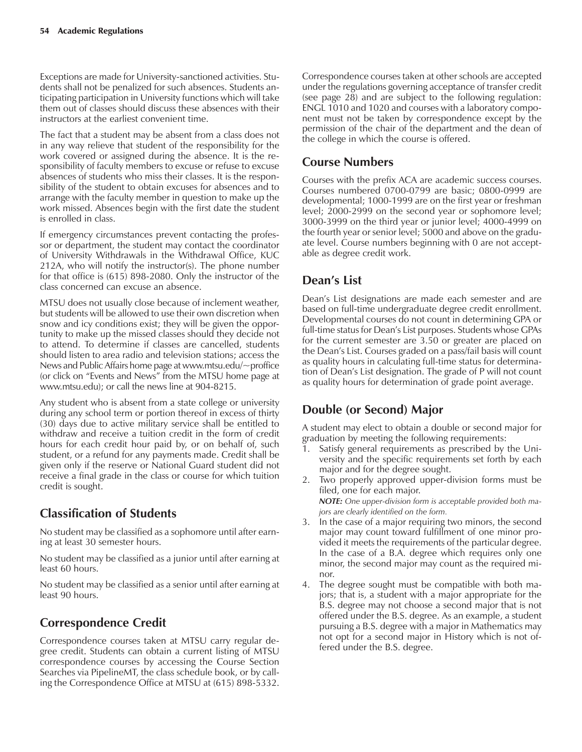Exceptions are made for University-sanctioned activities. Students shall not be penalized for such absences. Students anticipating participation in University functions which will take them out of classes should discuss these absences with their instructors at the earliest convenient time.

The fact that a student may be absent from a class does not in any way relieve that student of the responsibility for the work covered or assigned during the absence. It is the responsibility of faculty members to excuse or refuse to excuse absences of students who miss their classes. It is the responsibility of the student to obtain excuses for absences and to arrange with the faculty member in question to make up the work missed. Absences begin with the first date the student is enrolled in class.

If emergency circumstances prevent contacting the professor or department, the student may contact the coordinator of University Withdrawals in the Withdrawal Office, KUC 212A, who will notify the instructor(s). The phone number for that office is (615) 898-2080. Only the instructor of the class concerned can excuse an absence.

MTSU does not usually close because of inclement weather, but students will be allowed to use their own discretion when snow and icy conditions exist; they will be given the opportunity to make up the missed classes should they decide not to attend. To determine if classes are cancelled, students should listen to area radio and television stations; access the News and Public Affairs home page at www.mtsu.edu/~proffice (or click on "Events and News" from the MTSU home page at www.mtsu.edu); or call the news line at 904-8215.

Any student who is absent from a state college or university during any school term or portion thereof in excess of thirty (30) days due to active military service shall be entitled to withdraw and receive a tuition credit in the form of credit hours for each credit hour paid by, or on behalf of, such student, or a refund for any payments made. Credit shall be given only if the reserve or National Guard student did not receive a final grade in the class or course for which tuition credit is sought.

## Classification of Students

No student may be classified as a sophomore until after earning at least 30 semester hours.

No student may be classified as a junior until after earning at least 60 hours.

No student may be classified as a senior until after earning at least 90 hours.

## Correspondence Credit

Correspondence courses taken at MTSU carry regular degree credit. Students can obtain a current listing of MTSU correspondence courses by accessing the Course Section Searches via PipelineMT, the class schedule book, or by calling the Correspondence Office at MTSU at (615) 898-5332.

Correspondence courses taken at other schools are accepted under the regulations governing acceptance of transfer credit (see page 28) and are subject to the following regulation: ENGL 1010 and 1020 and courses with a laboratory component must not be taken by correspondence except by the permission of the chair of the department and the dean of the college in which the course is offered.

## Course Numbers

Courses with the prefix ACA are academic success courses. Courses numbered 0700-0799 are basic; 0800-0999 are developmental; 1000-1999 are on the first year or freshman level; 2000-2999 on the second year or sophomore level; 3000-3999 on the third year or junior level; 4000-4999 on the fourth year or senior level; 5000 and above on the graduate level. Course numbers beginning with 0 are not acceptable as degree credit work.

## Dean's List

Dean's List designations are made each semester and are based on full-time undergraduate degree credit enrollment. Developmental courses do not count in determining GPA or full-time status for Dean's List purposes. Students whose GPAs for the current semester are 3.50 or greater are placed on the Dean's List. Courses graded on a pass/fail basis will count as quality hours in calculating full-time status for determination of Dean's List designation. The grade of P will not count as quality hours for determination of grade point average.

## Double (or Second) Major

A student may elect to obtain a double or second major for graduation by meeting the following requirements:

1. Satisfy general requirements as prescribed by the University and the specific requirements set forth by each major and for the degree sought.
2. Two properly approved upper-division forms must be filed, one for each major.
   ***NOTE:*** *One upper-division form is acceptable provided both majors are clearly identified on the form.*
3. In the case of a major requiring two minors, the second major may count toward fulfillment of one minor provided it meets the requirements of the particular degree. In the case of a B.A. degree which requires only one minor, the second major may count as the required minor.
4. The degree sought must be compatible with both majors; that is, a student with a major appropriate for the B.S. degree may not choose a second major that is not offered under the B.S. degree. As an example, a student pursuing a B.S. degree with a major in Mathematics may not opt for a second major in History which is not offered under the B.S. degree.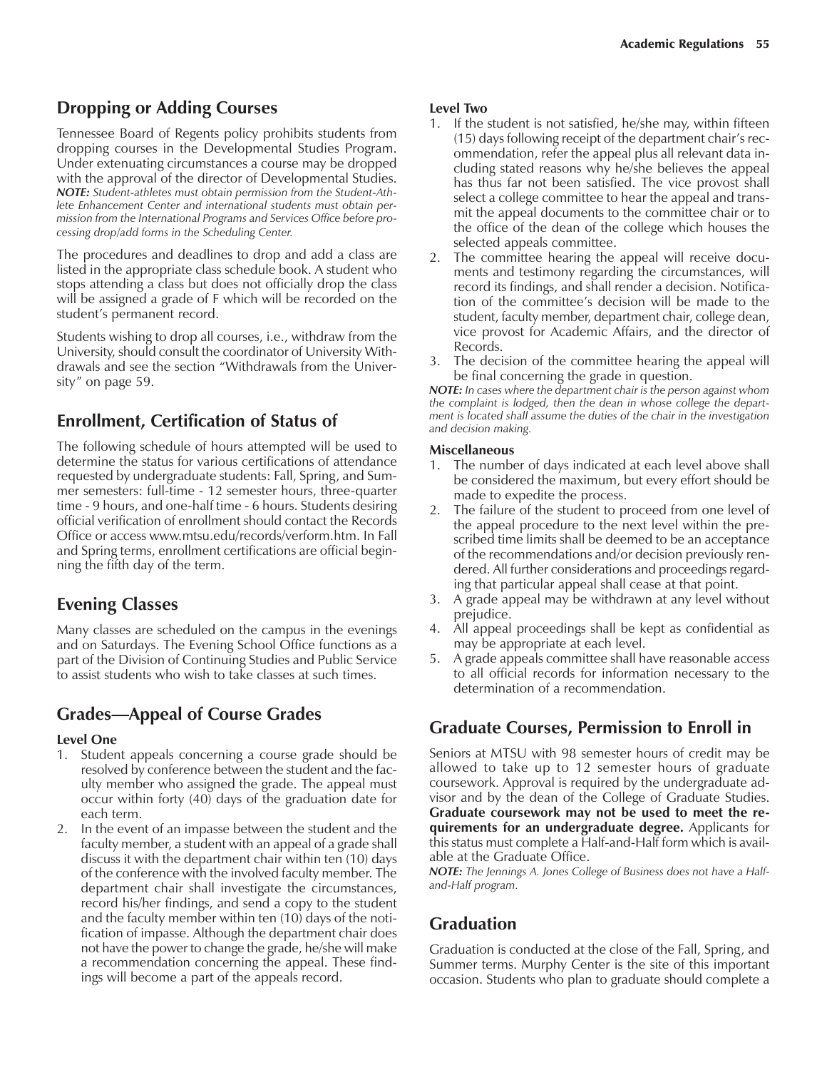## Dropping or Adding Courses

Tennessee Board of Regents policy prohibits students from dropping courses in the Developmental Studies Program. Under extenuating circumstances a course may be dropped with the approval of the director of Developmental Studies. ***NOTE:*** *Student-athletes must obtain permission from the Student-Athlete Enhancement Center and international students must obtain permission from the International Programs and Services Office before processing drop/add forms in the Scheduling Center.*

The procedures and deadlines to drop and add a class are listed in the appropriate class schedule book. A student who stops attending a class but does not officially drop the class will be assigned a grade of F which will be recorded on the student's permanent record.

Students wishing to drop all courses, i.e., withdraw from the University, should consult the coordinator of University Withdrawals and see the section "Withdrawals from the University" on page 59.

## Enrollment, Certification of Status of

The following schedule of hours attempted will be used to determine the status for various certifications of attendance requested by undergraduate students: Fall, Spring, and Summer semesters: full-time - 12 semester hours, three-quarter time - 9 hours, and one-half time - 6 hours. Students desiring official verification of enrollment should contact the Records Office or access www.mtsu.edu/records/verform.htm. In Fall and Spring terms, enrollment certifications are official beginning the fifth day of the term.

## Evening Classes

Many classes are scheduled on the campus in the evenings and on Saturdays. The Evening School Office functions as a part of the Division of Continuing Studies and Public Service to assist students who wish to take classes at such times.

## Grades—Appeal of Course Grades

**Level One**

1. Student appeals concerning a course grade should be resolved by conference between the student and the faculty member who assigned the grade. The appeal must occur within forty (40) days of the graduation date for each term.
2. In the event of an impasse between the student and the faculty member, a student with an appeal of a grade shall discuss it with the department chair within ten (10) days of the conference with the involved faculty member. The department chair shall investigate the circumstances, record his/her findings, and send a copy to the student and the faculty member within ten (10) days of the notification of impasse. Although the department chair does not have the power to change the grade, he/she will make a recommendation concerning the appeal. These findings will become a part of the appeals record.

**Level Two**

1. If the student is not satisfied, he/she may, within fifteen (15) days following receipt of the department chair's recommendation, refer the appeal plus all relevant data including stated reasons why he/she believes the appeal has thus far not been satisfied. The vice provost shall select a college committee to hear the appeal and transmit the appeal documents to the committee chair or to the office of the dean of the college which houses the selected appeals committee.
2. The committee hearing the appeal will receive documents and testimony regarding the circumstances, will record its findings, and shall render a decision. Notification of the committee's decision will be made to the student, faculty member, department chair, college dean, vice provost for Academic Affairs, and the director of Records.
3. The decision of the committee hearing the appeal will be final concerning the grade in question.

***NOTE:*** *In cases where the department chair is the person against whom the complaint is lodged, then the dean in whose college the department is located shall assume the duties of the chair in the investigation and decision making.*

**Miscellaneous**

1. The number of days indicated at each level above shall be considered the maximum, but every effort should be made to expedite the process.
2. The failure of the student to proceed from one level of the appeal procedure to the next level within the prescribed time limits shall be deemed to be an acceptance of the recommendations and/or decision previously rendered. All further considerations and proceedings regarding that particular appeal shall cease at that point.
3. A grade appeal may be withdrawn at any level without prejudice.
4. All appeal proceedings shall be kept as confidential as may be appropriate at each level.
5. A grade appeals committee shall have reasonable access to all official records for information necessary to the determination of a recommendation.

## Graduate Courses, Permission to Enroll in

Seniors at MTSU with 98 semester hours of credit may be allowed to take up to 12 semester hours of graduate coursework. Approval is required by the undergraduate advisor and by the dean of the College of Graduate Studies. **Graduate coursework may not be used to meet the requirements for an undergraduate degree.** Applicants for this status must complete a Half-and-Half form which is available at the Graduate Office.

***NOTE:*** *The Jennings A. Jones College of Business does not have a Half-and-Half program.*

## Graduation

Graduation is conducted at the close of the Fall, Spring, and Summer terms. Murphy Center is the site of this important occasion. Students who plan to graduate should complete a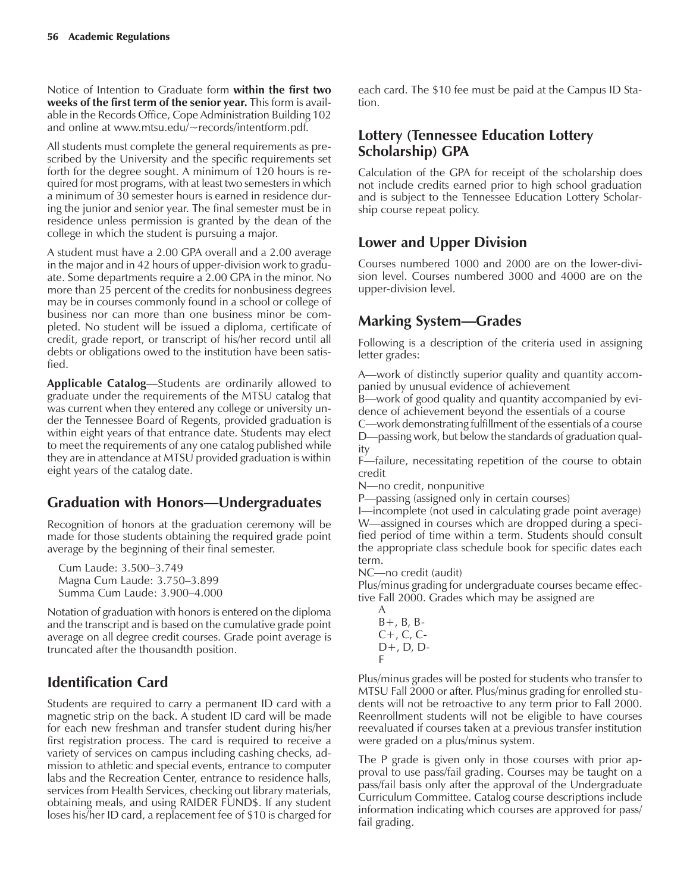Notice of Intention to Graduate form **within the first two weeks of the first term of the senior year.** This form is available in the Records Office, Cope Administration Building 102 and online at www.mtsu.edu/~records/intentform.pdf.

All students must complete the general requirements as prescribed by the University and the specific requirements set forth for the degree sought. A minimum of 120 hours is required for most programs, with at least two semesters in which a minimum of 30 semester hours is earned in residence during the junior and senior year. The final semester must be in residence unless permission is granted by the dean of the college in which the student is pursuing a major.

A student must have a 2.00 GPA overall and a 2.00 average in the major and in 42 hours of upper-division work to graduate. Some departments require a 2.00 GPA in the minor. No more than 25 percent of the credits for nonbusiness degrees may be in courses commonly found in a school or college of business nor can more than one business minor be completed. No student will be issued a diploma, certificate of credit, grade report, or transcript of his/her record until all debts or obligations owed to the institution have been satisfied.

**Applicable Catalog**—Students are ordinarily allowed to graduate under the requirements of the MTSU catalog that was current when they entered any college or university under the Tennessee Board of Regents, provided graduation is within eight years of that entrance date. Students may elect to meet the requirements of any one catalog published while they are in attendance at MTSU provided graduation is within eight years of the catalog date.

## Graduation with Honors—Undergraduates

Recognition of honors at the graduation ceremony will be made for those students obtaining the required grade point average by the beginning of their final semester.

Cum Laude: 3.500–3.749
Magna Cum Laude: 3.750–3.899
Summa Cum Laude: 3.900–4.000

Notation of graduation with honors is entered on the diploma and the transcript and is based on the cumulative grade point average on all degree credit courses. Grade point average is truncated after the thousandth position.

## Identification Card

Students are required to carry a permanent ID card with a magnetic strip on the back. A student ID card will be made for each new freshman and transfer student during his/her first registration process. The card is required to receive a variety of services on campus including cashing checks, admission to athletic and special events, entrance to computer labs and the Recreation Center, entrance to residence halls, services from Health Services, checking out library materials, obtaining meals, and using RAIDER FUND$. If any student loses his/her ID card, a replacement fee of $10 is charged for each card. The $10 fee must be paid at the Campus ID Station.

## Lottery (Tennessee Education Lottery Scholarship) GPA

Calculation of the GPA for receipt of the scholarship does not include credits earned prior to high school graduation and is subject to the Tennessee Education Lottery Scholarship course repeat policy.

## Lower and Upper Division

Courses numbered 1000 and 2000 are on the lower-division level. Courses numbered 3000 and 4000 are on the upper-division level.

## Marking System—Grades

Following is a description of the criteria used in assigning letter grades:

A—work of distinctly superior quality and quantity accompanied by unusual evidence of achievement
B—work of good quality and quantity accompanied by evidence of achievement beyond the essentials of a course
C—work demonstrating fulfillment of the essentials of a course
D—passing work, but below the standards of graduation quality
F—failure, necessitating repetition of the course to obtain credit
N—no credit, nonpunitive
P—passing (assigned only in certain courses)
I—incomplete (not used in calculating grade point average)
W—assigned in courses which are dropped during a specified period of time within a term. Students should consult the appropriate class schedule book for specific dates each term.
NC—no credit (audit)

Plus/minus grading for undergraduate courses became effective Fall 2000. Grades which may be assigned are

A
B+, B, B-
C+, C, C-
D+, D, D-
F

Plus/minus grades will be posted for students who transfer to MTSU Fall 2000 or after. Plus/minus grading for enrolled students will not be retroactive to any term prior to Fall 2000. Reenrollment students will not be eligible to have courses reevaluated if courses taken at a previous transfer institution were graded on a plus/minus system.

The P grade is given only in those courses with prior approval to use pass/fail grading. Courses may be taught on a pass/fail basis only after the approval of the Undergraduate Curriculum Committee. Catalog course descriptions include information indicating which courses are approved for pass/fail grading.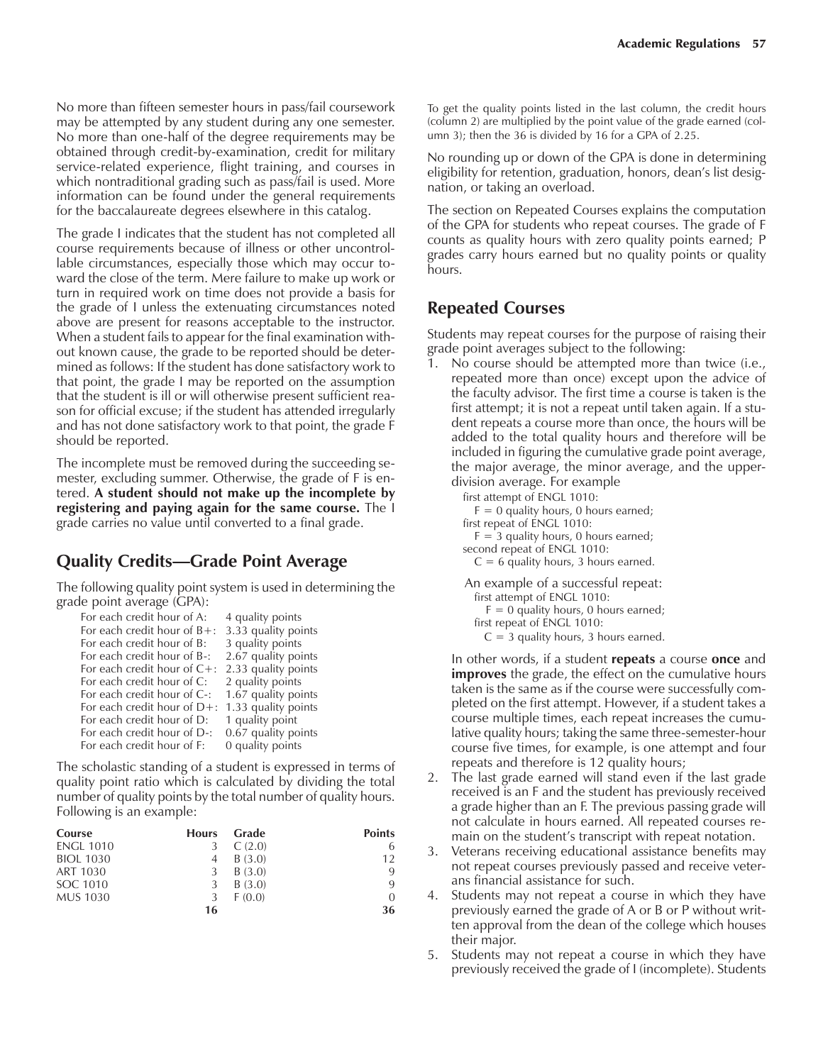No more than fifteen semester hours in pass/fail coursework may be attempted by any student during any one semester. No more than one-half of the degree requirements may be obtained through credit-by-examination, credit for military service-related experience, flight training, and courses in which nontraditional grading such as pass/fail is used. More information can be found under the general requirements for the baccalaureate degrees elsewhere in this catalog.

The grade I indicates that the student has not completed all course requirements because of illness or other uncontrollable circumstances, especially those which may occur toward the close of the term. Mere failure to make up work or turn in required work on time does not provide a basis for the grade of I unless the extenuating circumstances noted above are present for reasons acceptable to the instructor. When a student fails to appear for the final examination without known cause, the grade to be reported should be determined as follows: If the student has done satisfactory work to that point, the grade I may be reported on the assumption that the student is ill or will otherwise present sufficient reason for official excuse; if the student has attended irregularly and has not done satisfactory work to that point, the grade F should be reported.

The incomplete must be removed during the succeeding semester, excluding summer. Otherwise, the grade of F is entered. **A student should not make up the incomplete by registering and paying again for the same course.** The I grade carries no value until converted to a final grade.

## Quality Credits—Grade Point Average

The following quality point system is used in determining the grade point average (GPA):

| | |
|---|---|
| For each credit hour of A: | 4 quality points |
| For each credit hour of B+: | 3.33 quality points |
| For each credit hour of B: | 3 quality points |
| For each credit hour of B-: | 2.67 quality points |
| For each credit hour of C+: | 2.33 quality points |
| For each credit hour of C: | 2 quality points |
| For each credit hour of C-: | 1.67 quality points |
| For each credit hour of D+: | 1.33 quality points |
| For each credit hour of D: | 1 quality point |
| For each credit hour of D-: | 0.67 quality points |
| For each credit hour of F: | 0 quality points |

The scholastic standing of a student is expressed in terms of quality point ratio which is calculated by dividing the total number of quality points by the total number of quality hours. Following is an example:

| Course | Hours | Grade | Points |
|---|---|---|---|
| ENGL 1010 | 3 | C (2.0) | 6 |
| BIOL 1030 | 4 | B (3.0) | 12 |
| ART 1030 | 3 | B (3.0) | 9 |
| SOC 1010 | 3 | B (3.0) | 9 |
| MUS 1030 | 3 | F (0.0) | 0 |
| | **16** | | **36** |

To get the quality points listed in the last column, the credit hours (column 2) are multiplied by the point value of the grade earned (column 3); then the 36 is divided by 16 for a GPA of 2.25.

No rounding up or down of the GPA is done in determining eligibility for retention, graduation, honors, dean's list designation, or taking an overload.

The section on Repeated Courses explains the computation of the GPA for students who repeat courses. The grade of F counts as quality hours with zero quality points earned; P grades carry hours earned but no quality points or quality hours.

## Repeated Courses

Students may repeat courses for the purpose of raising their grade point averages subject to the following:

1. No course should be attempted more than twice (i.e., repeated more than once) except upon the advice of the faculty advisor. The first time a course is taken is the first attempt; it is not a repeat until taken again. If a student repeats a course more than once, the hours will be added to the total quality hours and therefore will be included in figuring the cumulative grade point average, the major average, the minor average, and the upper-division average. For example

   first attempt of ENGL 1010:
   F = 0 quality hours, 0 hours earned;
   first repeat of ENGL 1010:
   F = 3 quality hours, 0 hours earned;
   second repeat of ENGL 1010:
   C = 6 quality hours, 3 hours earned.

   An example of a successful repeat:
   first attempt of ENGL 1010:
   F = 0 quality hours, 0 hours earned;
   first repeat of ENGL 1010:
   C = 3 quality hours, 3 hours earned.

   In other words, if a student **repeats** a course **once** and **improves** the grade, the effect on the cumulative hours taken is the same as if the course were successfully completed on the first attempt. However, if a student takes a course multiple times, each repeat increases the cumulative quality hours; taking the same three-semester-hour course five times, for example, is one attempt and four repeats and therefore is 12 quality hours;
2. The last grade earned will stand even if the last grade received is an F and the student has previously received a grade higher than an F. The previous passing grade will not calculate in hours earned. All repeated courses remain on the student's transcript with repeat notation.
3. Veterans receiving educational assistance benefits may not repeat courses previously passed and receive veterans financial assistance for such.
4. Students may not repeat a course in which they have previously earned the grade of A or B or P without written approval from the dean of the college which houses their major.
5. Students may not repeat a course in which they have previously received the grade of I (incomplete). Students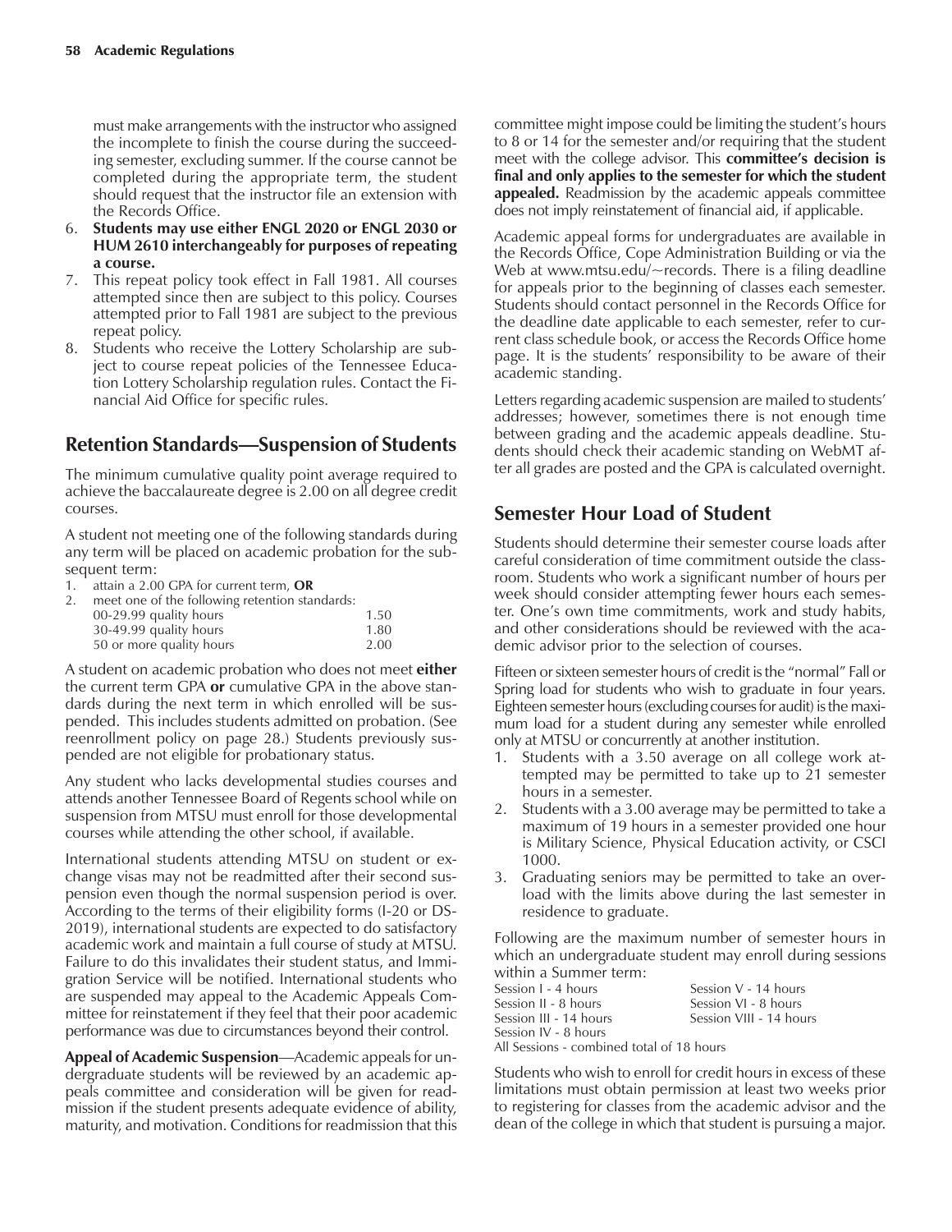must make arrangements with the instructor who assigned the incomplete to finish the course during the succeeding semester, excluding summer. If the course cannot be completed during the appropriate term, the student should request that the instructor file an extension with the Records Office.

6. **Students may use either ENGL 2020 or ENGL 2030 or HUM 2610 interchangeably for purposes of repeating a course.**
7. This repeat policy took effect in Fall 1981. All courses attempted since then are subject to this policy. Courses attempted prior to Fall 1981 are subject to the previous repeat policy.
8. Students who receive the Lottery Scholarship are subject to course repeat policies of the Tennessee Education Lottery Scholarship regulation rules. Contact the Financial Aid Office for specific rules.

## Retention Standards—Suspension of Students

The minimum cumulative quality point average required to achieve the baccalaureate degree is 2.00 on all degree credit courses.

A student not meeting one of the following standards during any term will be placed on academic probation for the subsequent term:

1. attain a 2.00 GPA for current term, **OR**
2. meet one of the following retention standards:

| | |
|---|---|
| 00-29.99 quality hours | 1.50 |
| 30-49.99 quality hours | 1.80 |
| 50 or more quality hours | 2.00 |

A student on academic probation who does not meet **either** the current term GPA **or** cumulative GPA in the above standards during the next term in which enrolled will be suspended. This includes students admitted on probation. (See reenrollment policy on page 28.) Students previously suspended are not eligible for probationary status.

Any student who lacks developmental studies courses and attends another Tennessee Board of Regents school while on suspension from MTSU must enroll for those developmental courses while attending the other school, if available.

International students attending MTSU on student or exchange visas may not be readmitted after their second suspension even though the normal suspension period is over. According to the terms of their eligibility forms (I-20 or DS-2019), international students are expected to do satisfactory academic work and maintain a full course of study at MTSU. Failure to do this invalidates their student status, and Immigration Service will be notified. International students who are suspended may appeal to the Academic Appeals Committee for reinstatement if they feel that their poor academic performance was due to circumstances beyond their control.

**Appeal of Academic Suspension**—Academic appeals for undergraduate students will be reviewed by an academic appeals committee and consideration will be given for readmission if the student presents adequate evidence of ability, maturity, and motivation. Conditions for readmission that this committee might impose could be limiting the student's hours to 8 or 14 for the semester and/or requiring that the student meet with the college advisor. This **committee's decision is final and only applies to the semester for which the student appealed.** Readmission by the academic appeals committee does not imply reinstatement of financial aid, if applicable.

Academic appeal forms for undergraduates are available in the Records Office, Cope Administration Building or via the Web at www.mtsu.edu/~records. There is a filing deadline for appeals prior to the beginning of classes each semester. Students should contact personnel in the Records Office for the deadline date applicable to each semester, refer to current class schedule book, or access the Records Office home page. It is the students' responsibility to be aware of their academic standing.

Letters regarding academic suspension are mailed to students' addresses; however, sometimes there is not enough time between grading and the academic appeals deadline. Students should check their academic standing on WebMT after all grades are posted and the GPA is calculated overnight.

## Semester Hour Load of Student

Students should determine their semester course loads after careful consideration of time commitment outside the classroom. Students who work a significant number of hours per week should consider attempting fewer hours each semester. One's own time commitments, work and study habits, and other considerations should be reviewed with the academic advisor prior to the selection of courses.

Fifteen or sixteen semester hours of credit is the "normal" Fall or Spring load for students who wish to graduate in four years. Eighteen semester hours (excluding courses for audit) is the maximum load for a student during any semester while enrolled only at MTSU or concurrently at another institution.

1. Students with a 3.50 average on all college work attempted may be permitted to take up to 21 semester hours in a semester.
2. Students with a 3.00 average may be permitted to take a maximum of 19 hours in a semester provided one hour is Military Science, Physical Education activity, or CSCI 1000.
3. Graduating seniors may be permitted to take an overload with the limits above during the last semester in residence to graduate.

Following are the maximum number of semester hours in which an undergraduate student may enroll during sessions within a Summer term:

| | |
|---|---|
| Session I - 4 hours | Session V - 14 hours |
| Session II - 8 hours | Session VI - 8 hours |
| Session III - 14 hours | Session VIII - 14 hours |
| Session IV - 8 hours | |

All Sessions - combined total of 18 hours

Students who wish to enroll for credit hours in excess of these limitations must obtain permission at least two weeks prior to registering for classes from the academic advisor and the dean of the college in which that student is pursuing a major.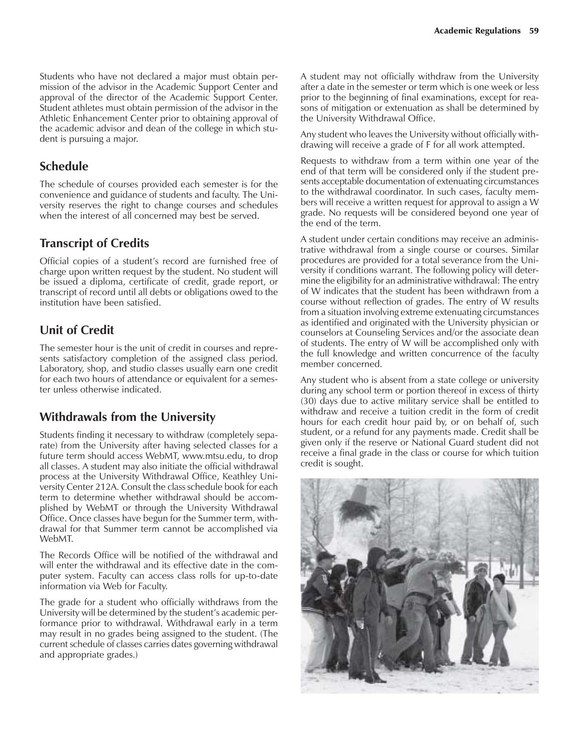Students who have not declared a major must obtain permission of the advisor in the Academic Support Center and approval of the director of the Academic Support Center. Student athletes must obtain permission of the advisor in the Athletic Enhancement Center prior to obtaining approval of the academic advisor and dean of the college in which student is pursuing a major.

## Schedule

The schedule of courses provided each semester is for the convenience and guidance of students and faculty. The University reserves the right to change courses and schedules when the interest of all concerned may best be served.

## Transcript of Credits

Official copies of a student's record are furnished free of charge upon written request by the student. No student will be issued a diploma, certificate of credit, grade report, or transcript of record until all debts or obligations owed to the institution have been satisfied.

## Unit of Credit

The semester hour is the unit of credit in courses and represents satisfactory completion of the assigned class period. Laboratory, shop, and studio classes usually earn one credit for each two hours of attendance or equivalent for a semester unless otherwise indicated.

## Withdrawals from the University

Students finding it necessary to withdraw (completely separate) from the University after having selected classes for a future term should access WebMT, www.mtsu.edu, to drop all classes. A student may also initiate the official withdrawal process at the University Withdrawal Office, Keathley University Center 212A. Consult the class schedule book for each term to determine whether withdrawal should be accomplished by WebMT or through the University Withdrawal Office. Once classes have begun for the Summer term, withdrawal for that Summer term cannot be accomplished via WebMT.

The Records Office will be notified of the withdrawal and will enter the withdrawal and its effective date in the computer system. Faculty can access class rolls for up-to-date information via Web for Faculty.

The grade for a student who officially withdraws from the University will be determined by the student's academic performance prior to withdrawal. Withdrawal early in a term may result in no grades being assigned to the student. (The current schedule of classes carries dates governing withdrawal and appropriate grades.)

A student may not officially withdraw from the University after a date in the semester or term which is one week or less prior to the beginning of final examinations, except for reasons of mitigation or extenuation as shall be determined by the University Withdrawal Office.

Any student who leaves the University without officially withdrawing will receive a grade of F for all work attempted.

Requests to withdraw from a term within one year of the end of that term will be considered only if the student presents acceptable documentation of extenuating circumstances to the withdrawal coordinator. In such cases, faculty members will receive a written request for approval to assign a W grade. No requests will be considered beyond one year of the end of the term.

A student under certain conditions may receive an administrative withdrawal from a single course or courses. Similar procedures are provided for a total severance from the University if conditions warrant. The following policy will determine the eligibility for an administrative withdrawal: The entry of W indicates that the student has been withdrawn from a course without reflection of grades. The entry of W results from a situation involving extreme extenuating circumstances as identified and originated with the University physician or counselors at Counseling Services and/or the associate dean of students. The entry of W will be accomplished only with the full knowledge and written concurrence of the faculty member concerned.

Any student who is absent from a state college or university during any school term or portion thereof in excess of thirty (30) days due to active military service shall be entitled to withdraw and receive a tuition credit in the form of credit hours for each credit hour paid by, or on behalf of, such student, or a refund for any payments made. Credit shall be given only if the reserve or National Guard student did not receive a final grade in the class or course for which tuition credit is sought.